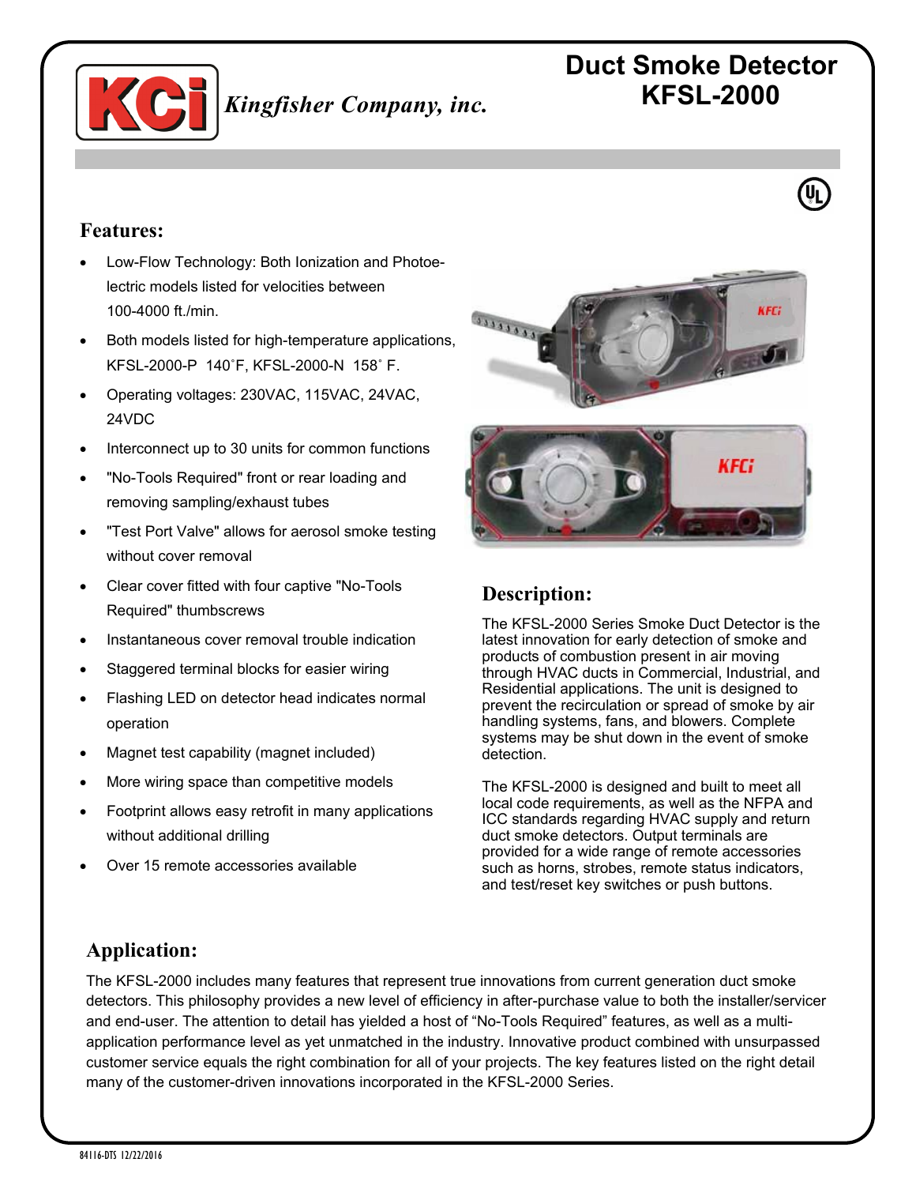*Kingfisher Company, inc.*

# Duct Smoke Detector KFSL-2000

## Features:

- Low-Flow Technology: Both Ionization and Photoelectric models listed for velocities between 100-4000 ft./min.
- Both models listed for high-temperature applications, KFSL-2000-P 140˚F, KFSL-2000-N 158˚ F.
- Operating voltages: 230VAC, 115VAC, 24VAC, 24VDC
- Interconnect up to 30 units for common functions
- "No-Tools Required" front or rear loading and removing sampling/exhaust tubes
- "Test Port Valve" allows for aerosol smoke testing without cover removal
- Clear cover fitted with four captive "No-Tools Required" thumbscrews
- Instantaneous cover removal trouble indication
- Staggered terminal blocks for easier wiring
- Flashing LED on detector head indicates normal operation
- Magnet test capability (magnet included)
- More wiring space than competitive models
- Footprint allows easy retrofit in many applications without additional drilling
- Over 15 remote accessories available

## Description:

The KFSL-2000 Series Smoke Duct Detector is the latest innovation for early detection of smoke and products of combustion present in air moving through HVAC ducts in Commercial, Industrial, and Residential applications. The unit is designed to prevent the recirculation or spread of smoke by air handling systems, fans, and blowers. Complete systems may be shut down in the event of smoke detection.

The KFSL-2000 is designed and built to meet all local code requirements, as well as the NFPA and ICC standards regarding HVAC supply and return duct smoke detectors. Output terminals are provided for a wide range of remote accessories such as horns, strobes, remote status indicators, and test/reset key switches or push buttons.

## Application:

The KFSL-2000 includes many features that represent true innovations from current generation duct smoke detectors. This philosophy provides a new level of efficiency in after-purchase value to both the installer/servicer and end-user. The attention to detail has yielded a host of "No-Tools Required" features, as well as a multi-application performance level as yet unmatched in the industry. Innovative product combined with unsurpassed customer service equals the right combination for all of your projects. The key features listed on the right detail many of the customer-driven innovations incorporated in the KFSL-2000 Series.

84116-DTS 12/22/2016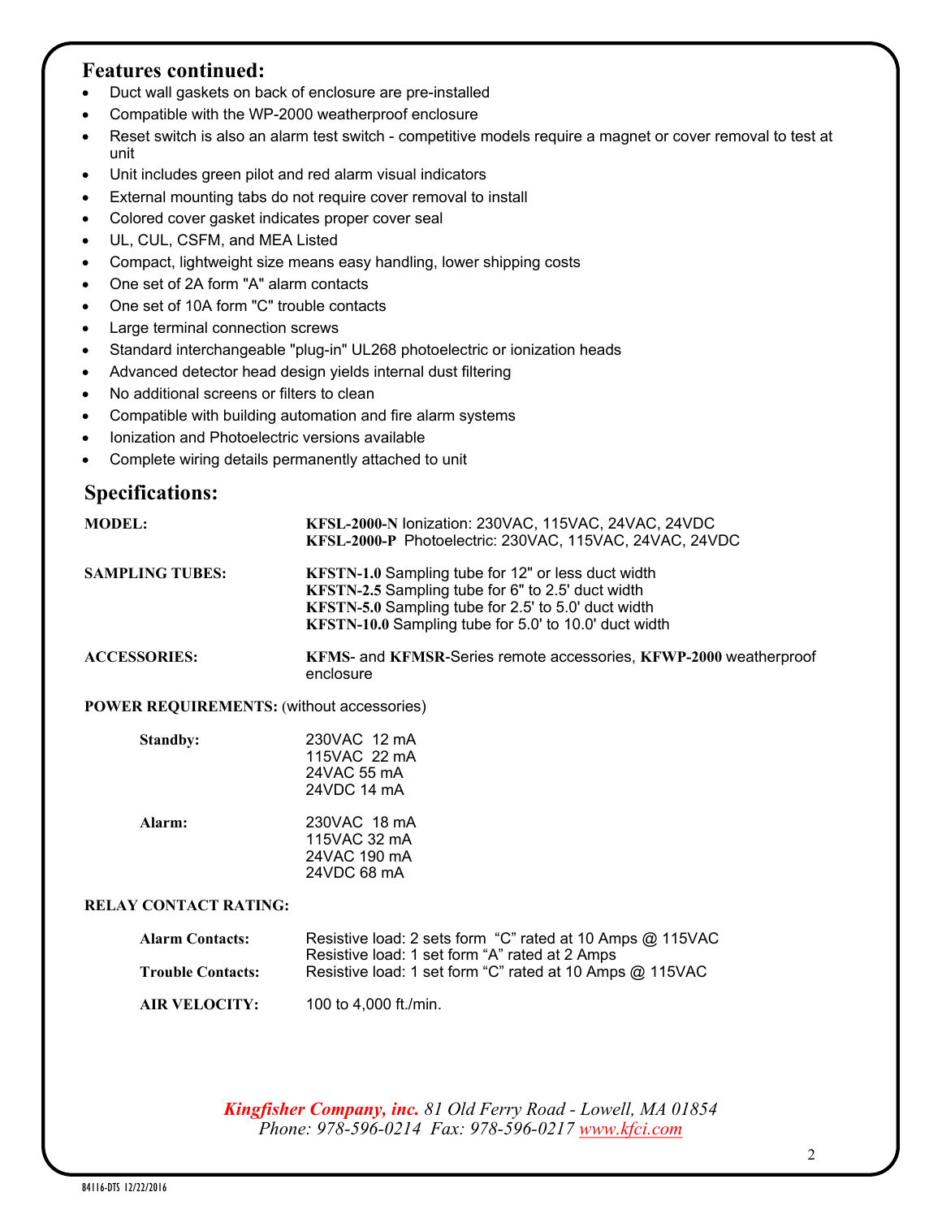## Features continued:

- Duct wall gaskets on back of enclosure are pre-installed
- Compatible with the WP-2000 weatherproof enclosure
- Reset switch is also an alarm test switch - competitive models require a magnet or cover removal to test at unit
- Unit includes green pilot and red alarm visual indicators
- External mounting tabs do not require cover removal to install
- Colored cover gasket indicates proper cover seal
- UL, CUL, CSFM, and MEA Listed
- Compact, lightweight size means easy handling, lower shipping costs
- One set of 2A form "A" alarm contacts
- One set of 10A form "C" trouble contacts
- Large terminal connection screws
- Standard interchangeable "plug-in" UL268 photoelectric or ionization heads
- Advanced detector head design yields internal dust filtering
- No additional screens or filters to clean
- Compatible with building automation and fire alarm systems
- Ionization and Photoelectric versions available
- Complete wiring details permanently attached to unit

## Specifications:

**MODEL:**
**KFSL-2000-N** Ionization: 230VAC, 115VAC, 24VAC, 24VDC
**KFSL-2000-P** Photoelectric: 230VAC, 115VAC, 24VAC, 24VDC

**SAMPLING TUBES:**
**KFSTN-1.0** Sampling tube for 12" or less duct width
**KFSTN-2.5** Sampling tube for 6" to 2.5' duct width
**KFSTN-5.0** Sampling tube for 2.5' to 5.0' duct width
**KFSTN-10.0** Sampling tube for 5.0' to 10.0' duct width

**ACCESSORIES:** **KFMS**- and **KFMSR**-Series remote accessories, **KFWP-2000** weatherproof enclosure

**POWER REQUIREMENTS:** (without accessories)

**Standby:**
230VAC 12 mA
115VAC 22 mA
24VAC 55 mA
24VDC 14 mA

**Alarm:**
230VAC 18 mA
115VAC 32 mA
24VAC 190 mA
24VDC 68 mA

**RELAY CONTACT RATING:**

**Alarm Contacts:** Resistive load: 2 sets form "C" rated at 10 Amps @ 115VAC
Resistive load: 1 set form "A" rated at 2 Amps

**Trouble Contacts:** Resistive load: 1 set form "C" rated at 10 Amps @ 115VAC

**AIR VELOCITY:** 100 to 4,000 ft./min.

*Kingfisher Company, inc. 81 Old Ferry Road - Lowell, MA 01854*
*Phone: 978-596-0214 Fax: 978-596-0217 www.kfci.com*

84116-DTS 12/22/2016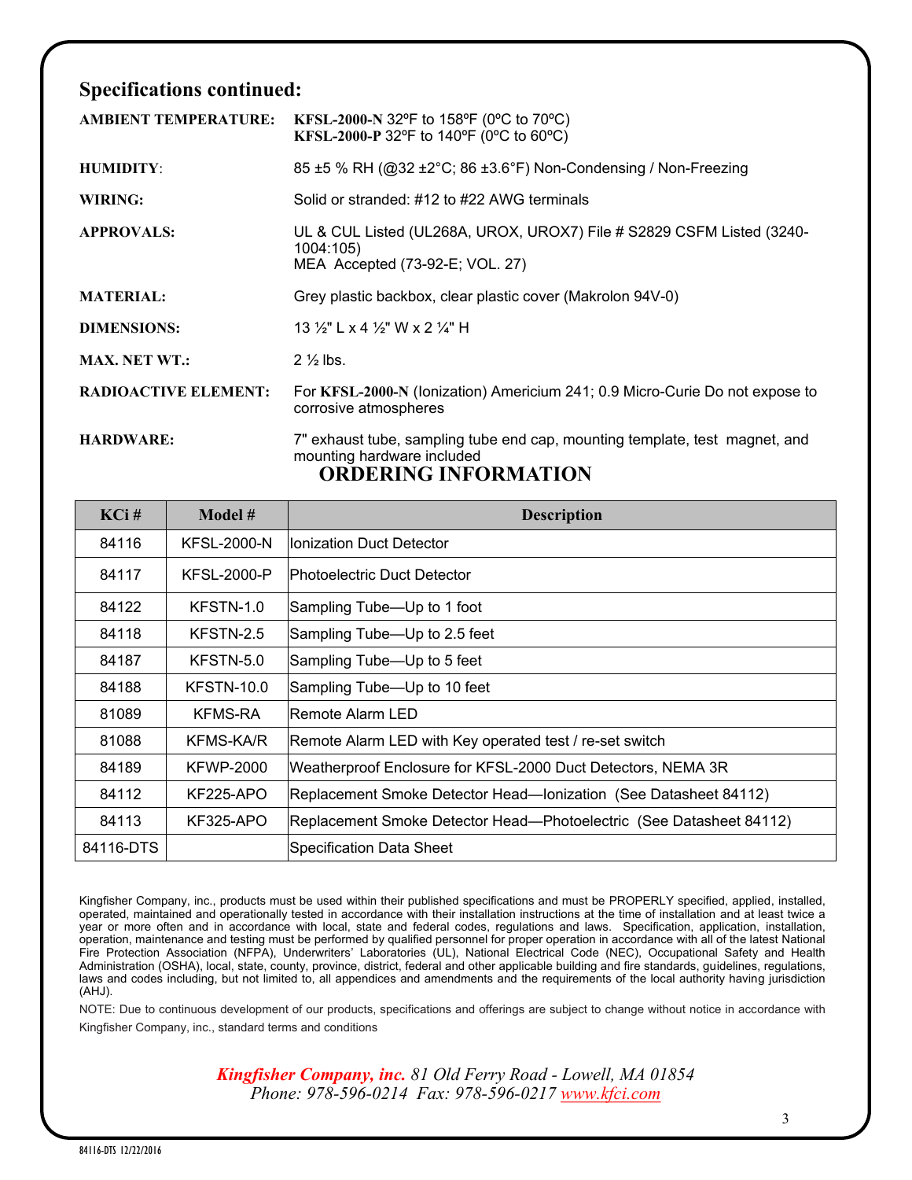## Specifications continued:

**AMBIENT TEMPERATURE:** **KFSL-2000-N** 32ºF to 158ºF (0ºC to 70ºC)
**KFSL-2000-P** 32ºF to 140ºF (0ºC to 60ºC)

**HUMIDITY:** 85 ±5 % RH (@32 ±2°C; 86 ±3.6°F) Non-Condensing / Non-Freezing

**WIRING:** Solid or stranded: #12 to #22 AWG terminals

**APPROVALS:** UL & CUL Listed (UL268A, UROX, UROX7) File # S2829 CSFM Listed (3240-1004:105)
MEA Accepted (73-92-E; VOL. 27)

**MATERIAL:** Grey plastic backbox, clear plastic cover (Makrolon 94V-0)

**DIMENSIONS:** 13 ½" L x 4 ½" W x 2 ¼" H

**MAX. NET WT.:** 2 ½ lbs.

**RADIOACTIVE ELEMENT:** For **KFSL-2000-N** (Ionization) Americium 241; 0.9 Micro-Curie Do not expose to corrosive atmospheres

**HARDWARE:** 7" exhaust tube, sampling tube end cap, mounting template, test magnet, and mounting hardware included

## ORDERING INFORMATION

| KCi # | Model # | Description |
|---|---|---|
| 84116 | KFSL-2000-N | Ionization Duct Detector |
| 84117 | KFSL-2000-P | Photoelectric Duct Detector |
| 84122 | KFSTN-1.0 | Sampling Tube—Up to 1 foot |
| 84118 | KFSTN-2.5 | Sampling Tube—Up to 2.5 feet |
| 84187 | KFSTN-5.0 | Sampling Tube—Up to 5 feet |
| 84188 | KFSTN-10.0 | Sampling Tube—Up to 10 feet |
| 81089 | KFMS-RA | Remote Alarm LED |
| 81088 | KFMS-KA/R | Remote Alarm LED with Key operated test / re-set switch |
| 84189 | KFWP-2000 | Weatherproof Enclosure for KFSL-2000 Duct Detectors, NEMA 3R |
| 84112 | KF225-APO | Replacement Smoke Detector Head—Ionization (See Datasheet 84112) |
| 84113 | KF325-APO | Replacement Smoke Detector Head—Photoelectric (See Datasheet 84112) |
| 84116-DTS | | Specification Data Sheet |

Kingfisher Company, inc., products must be used within their published specifications and must be PROPERLY specified, applied, installed, operated, maintained and operationally tested in accordance with their installation instructions at the time of installation and at least twice a year or more often and in accordance with local, state and federal codes, regulations and laws. Specification, application, installation, operation, maintenance and testing must be performed by qualified personnel for proper operation in accordance with all of the latest National Fire Protection Association (NFPA), Underwriters' Laboratories (UL), National Electrical Code (NEC), Occupational Safety and Health Administration (OSHA), local, state, county, province, district, federal and other applicable building and fire standards, guidelines, regulations, laws and codes including, but not limited to, all appendices and amendments and the requirements of the local authority having jurisdiction (AHJ).

NOTE: Due to continuous development of our products, specifications and offerings are subject to change without notice in accordance with Kingfisher Company, inc., standard terms and conditions

*Kingfisher Company, inc. 81 Old Ferry Road - Lowell, MA 01854*
*Phone: 978-596-0214 Fax: 978-596-0217 www.kfci.com*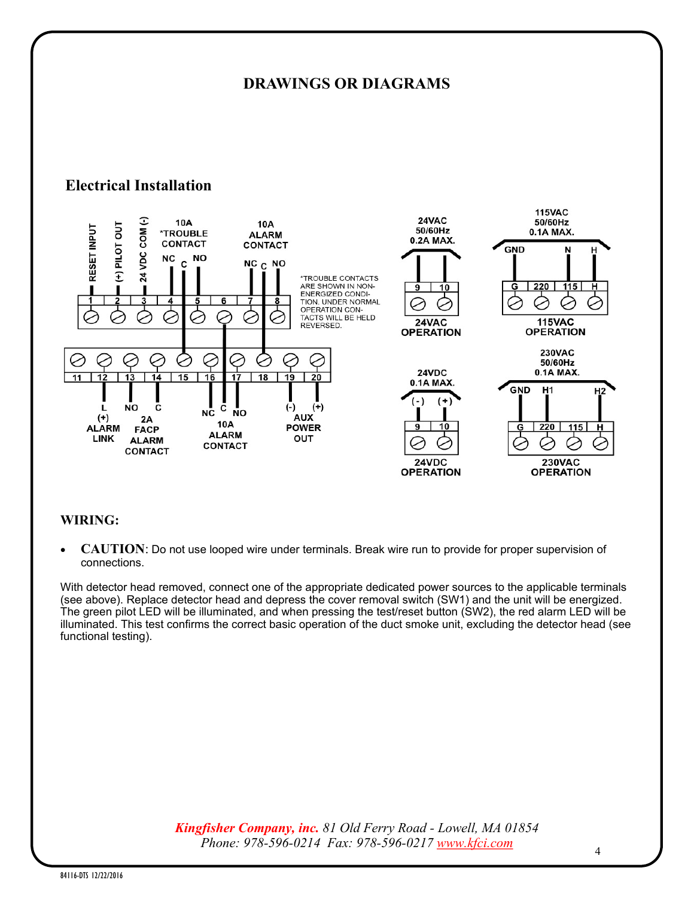# DRAWINGS OR DIAGRAMS

## Electrical Installation

RESET INPUT
(+) PILOT OUT
24 VDC COM (-)
10A
*TROUBLE
CONTACT
NC C NO
10A
ALARM
CONTACT
NC C NO
1 2 3 4 5 6 7 8

*TROUBLE CONTACTS ARE SHOWN IN NON-ENERGIZED CONDITION. UNDER NORMAL OPERATION CONTACTS WILL BE HELD REVERSED.

11 12 13 14 15 16 17 18 19 20
L
(+)
ALARM
LINK
NO C
2A
FACP
ALARM
CONTACT
NC C NO
10A
ALARM
CONTACT
(-) (+)
AUX
POWER
OUT

24VAC
50/60Hz
0.2A MAX.
9 10
24VAC
OPERATION

115VAC
50/60Hz
0.1A MAX.
GND N H
G 220 115 H
115VAC
OPERATION

24VDC
0.1A MAX.
(-) (+)
9 10
24VDC
OPERATION

230VAC
50/60Hz
0.1A MAX.
GND H1 H2
G 220 115 H
230VAC
OPERATION

## WIRING:

- **CAUTION**: Do not use looped wire under terminals. Break wire run to provide for proper supervision of connections.

With detector head removed, connect one of the appropriate dedicated power sources to the applicable terminals (see above). Replace detector head and depress the cover removal switch (SW1) and the unit will be energized. The green pilot LED will be illuminated, and when pressing the test/reset button (SW2), the red alarm LED will be illuminated. This test confirms the correct basic operation of the duct smoke unit, excluding the detector head (see functional testing).